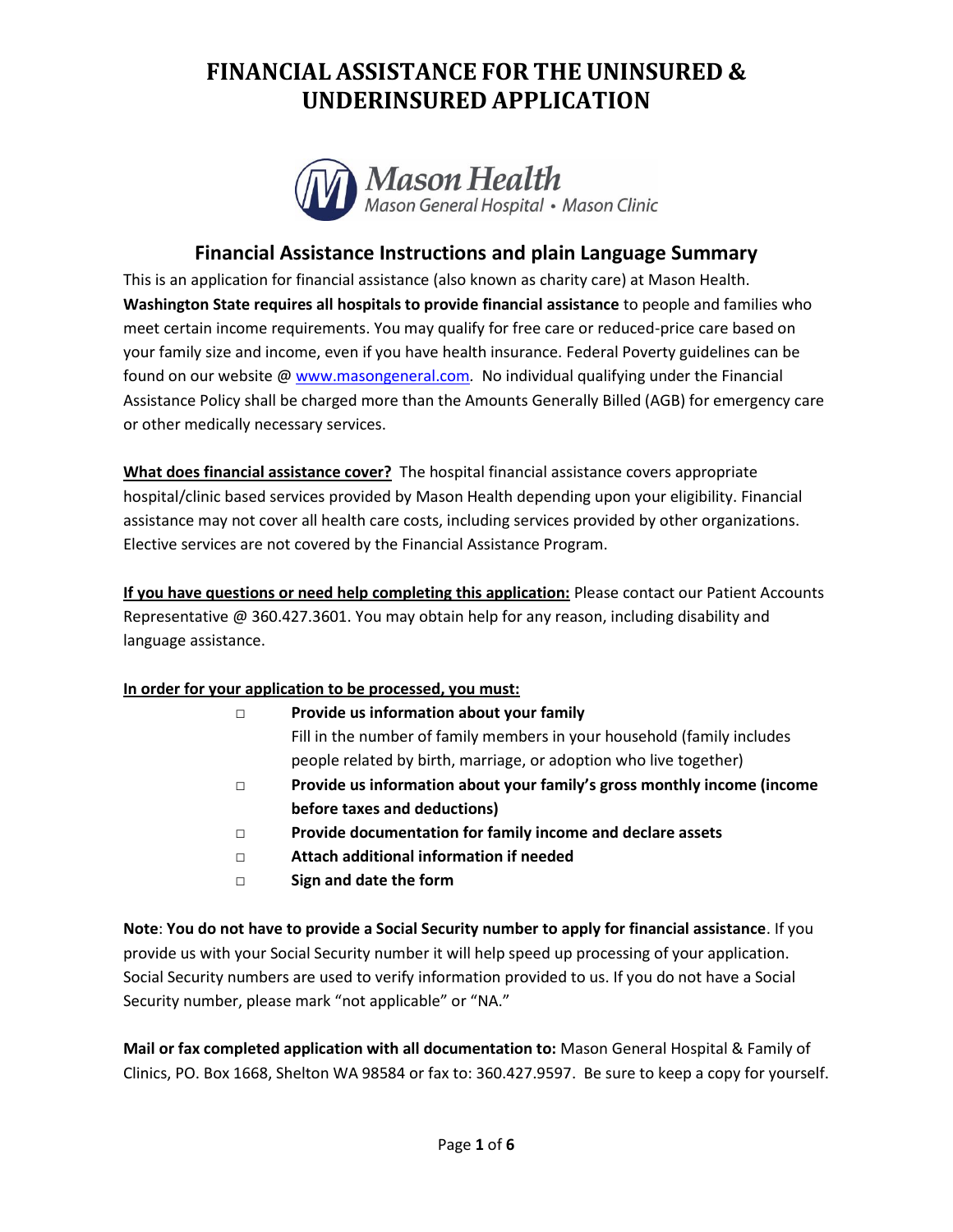# FINANCIAL ASSISTANCE FOR THE UNINSURED & UNDERINSURED APPLICATION

Mason Health
Mason General Hospital • Mason Clinic

## Financial Assistance Instructions and plain Language Summary

This is an application for financial assistance (also known as charity care) at Mason Health. **Washington State requires all hospitals to provide financial assistance** to people and families who meet certain income requirements. You may qualify for free care or reduced-price care based on your family size and income, even if you have health insurance. Federal Poverty guidelines can be found on our website @ www.masongeneral.com. No individual qualifying under the Financial Assistance Policy shall be charged more than the Amounts Generally Billed (AGB) for emergency care or other medically necessary services.

**What does financial assistance cover?** The hospital financial assistance covers appropriate hospital/clinic based services provided by Mason Health depending upon your eligibility. Financial assistance may not cover all health care costs, including services provided by other organizations. Elective services are not covered by the Financial Assistance Program.

**If you have questions or need help completing this application:** Please contact our Patient Accounts Representative @ 360.427.3601. You may obtain help for any reason, including disability and language assistance.

**In order for your application to be processed, you must:**

- □ **Provide us information about your family**
  Fill in the number of family members in your household (family includes people related by birth, marriage, or adoption who live together)
- □ **Provide us information about your family's gross monthly income (income before taxes and deductions)**
- □ **Provide documentation for family income and declare assets**
- □ **Attach additional information if needed**
- □ **Sign and date the form**

**Note**: **You do not have to provide a Social Security number to apply for financial assistance**. If you provide us with your Social Security number it will help speed up processing of your application. Social Security numbers are used to verify information provided to us. If you do not have a Social Security number, please mark "not applicable" or "NA."

**Mail or fax completed application with all documentation to:** Mason General Hospital & Family of Clinics, PO. Box 1668, Shelton WA 98584 or fax to: 360.427.9597. Be sure to keep a copy for yourself.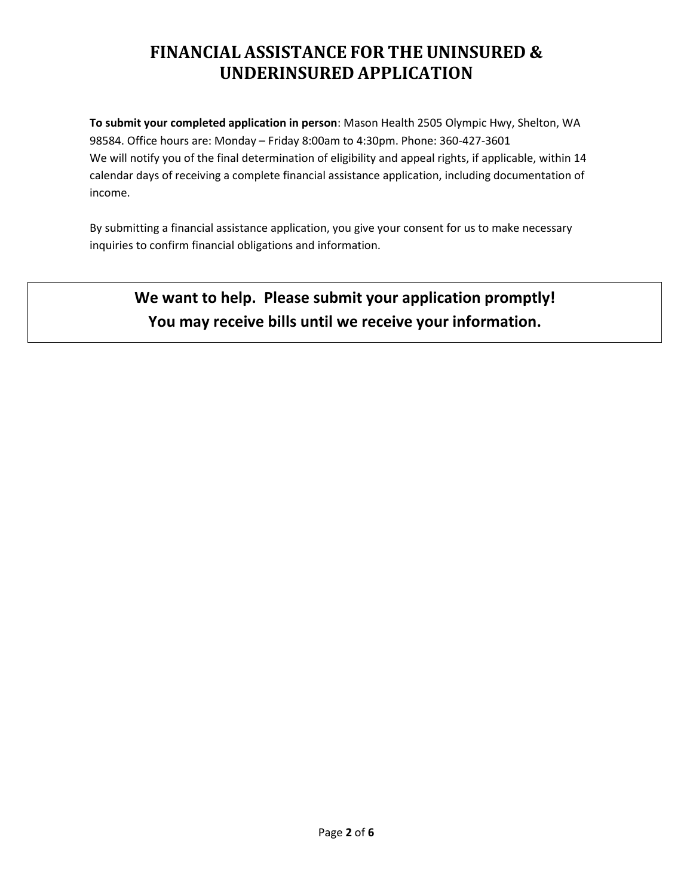# FINANCIAL ASSISTANCE FOR THE UNINSURED & UNDERINSURED APPLICATION

**To submit your completed application in person**: Mason Health 2505 Olympic Hwy, Shelton, WA 98584. Office hours are: Monday – Friday 8:00am to 4:30pm. Phone: 360-427-3601
We will notify you of the final determination of eligibility and appeal rights, if applicable, within 14 calendar days of receiving a complete financial assistance application, including documentation of income.

By submitting a financial assistance application, you give your consent for us to make necessary inquiries to confirm financial obligations and information.

**We want to help. Please submit your application promptly!**
**You may receive bills until we receive your information.**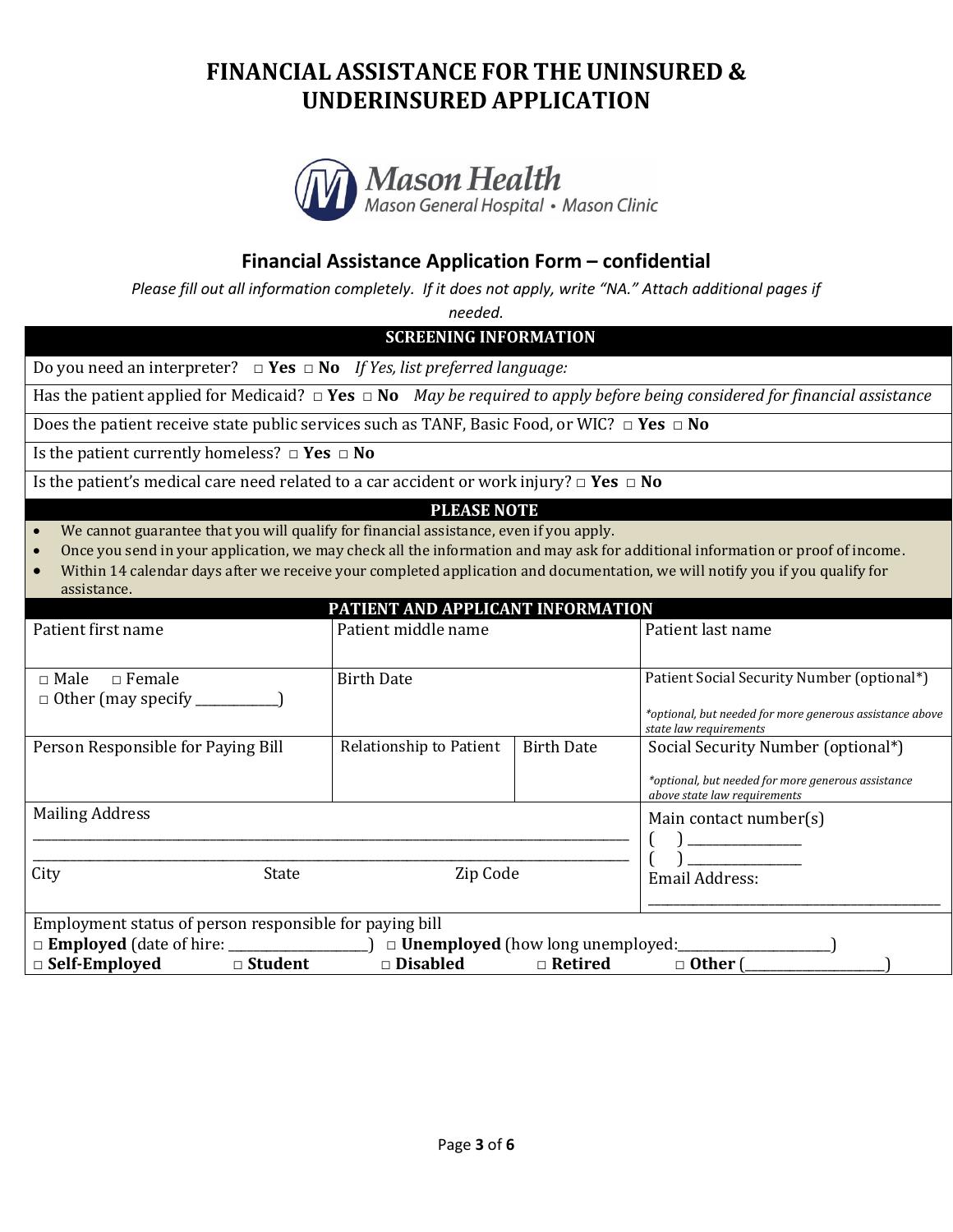# FINANCIAL ASSISTANCE FOR THE UNINSURED & UNDERINSURED APPLICATION

Mason Health
Mason General Hospital • Mason Clinic

## Financial Assistance Application Form – confidential

*Please fill out all information completely. If it does not apply, write "NA." Attach additional pages if needed.*

### SCREENING INFORMATION

Do you need an interpreter? □ **Yes** □ **No** *If Yes, list preferred language:*

Has the patient applied for Medicaid? □ **Yes** □ **No** *May be required to apply before being considered for financial assistance*

Does the patient receive state public services such as TANF, Basic Food, or WIC? □ **Yes** □ **No**

Is the patient currently homeless? □ **Yes** □ **No**

Is the patient's medical care need related to a car accident or work injury? □ **Yes** □ **No**

### PLEASE NOTE

- We cannot guarantee that you will qualify for financial assistance, even if you apply.
- Once you send in your application, we may check all the information and may ask for additional information or proof of income.
- Within 14 calendar days after we receive your completed application and documentation, we will notify you if you qualify for assistance.

### PATIENT AND APPLICANT INFORMATION

| Patient first name | Patient middle name | | Patient last name |
|---|---|---|---|
| □ Male □ Female<br>□ Other (may specify ___________) | Birth Date | | Patient Social Security Number (optional*)<br>*\*optional, but needed for more generous assistance above state law requirements* |
| Person Responsible for Paying Bill | Relationship to Patient | Birth Date | Social Security Number (optional*)<br>*\*optional, but needed for more generous assistance above state law requirements* |
| Mailing Address<br>______________________________<br>______________________________<br>City State Zip Code | | | Main contact number(s)<br>( ) ______________<br>( ) ______________<br>Email Address:<br>______________________________ |

Employment status of person responsible for paying bill

□ **Employed** (date of hire: ________________) □ **Unemployed** (how long unemployed:__________________)

□ **Self-Employed** □ **Student** □ **Disabled** □ **Retired** □ **Other** (________________)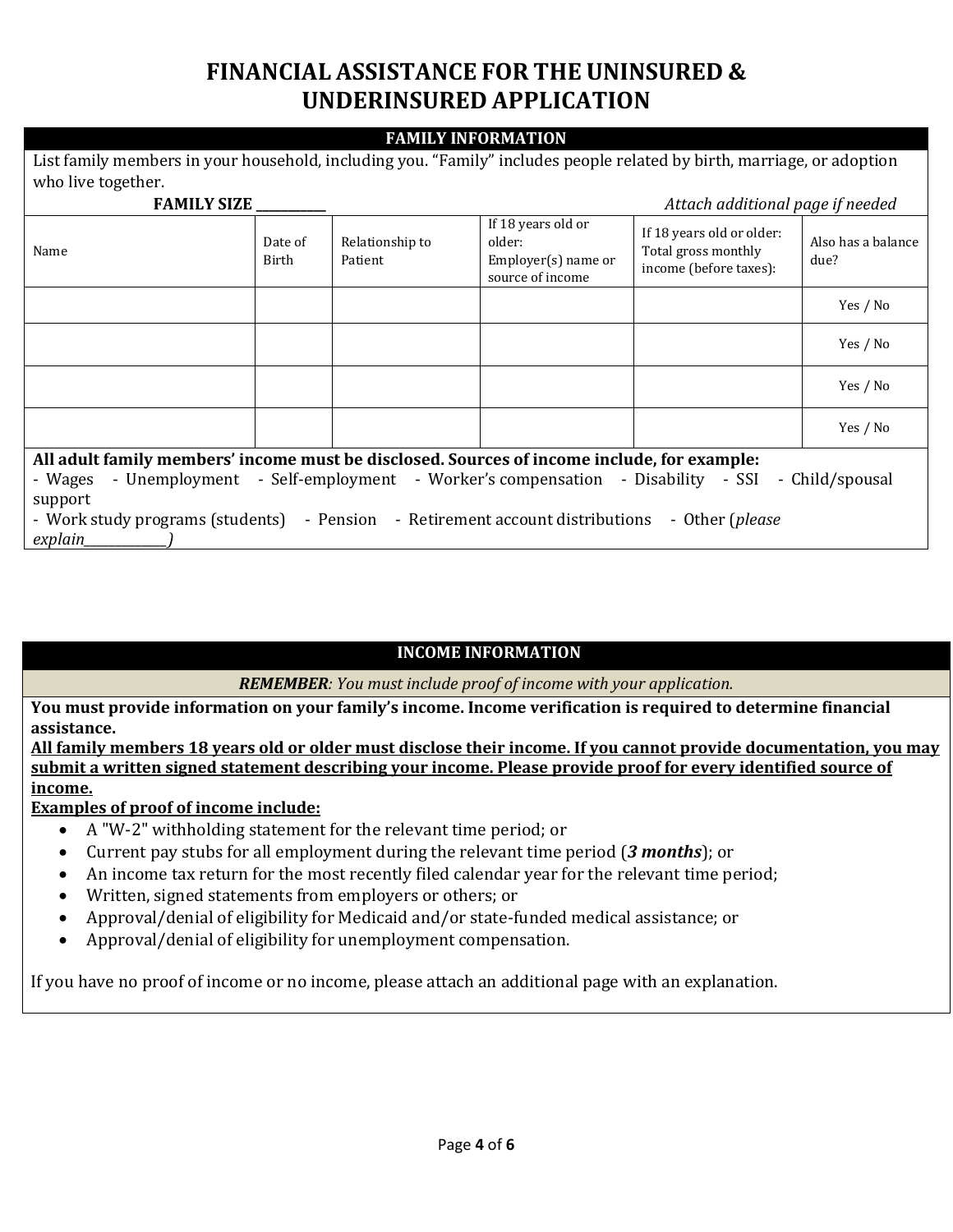# FINANCIAL ASSISTANCE FOR THE UNINSURED & UNDERINSURED APPLICATION

## FAMILY INFORMATION

List family members in your household, including you. "Family" includes people related by birth, marriage, or adoption who live together.

**FAMILY SIZE __________** *Attach additional page if needed*

| Name | Date of Birth | Relationship to Patient | If 18 years old or older: Employer(s) name or source of income | If 18 years old or older: Total gross monthly income (before taxes): | Also has a balance due? |
|---|---|---|---|---|---|
| | | | | | Yes / No |
| | | | | | Yes / No |
| | | | | | Yes / No |
| | | | | | Yes / No |

**All adult family members' income must be disclosed. Sources of income include, for example:**

- Wages - Unemployment - Self-employment - Worker's compensation - Disability - SSI - Child/spousal support
- Work study programs (students) - Pension - Retirement account distributions - Other (*please explain____________)*

## INCOME INFORMATION

***REMEMBER**: You must include proof of income with your application.*

**You must provide information on your family's income. Income verification is required to determine financial assistance.**

**<u>All family members 18 years old or older must disclose their income. If you cannot provide documentation, you may submit a written signed statement describing your income. Please provide proof for every identified source of income.</u>**

**<u>Examples of proof of income include:</u>**

- A "W-2" withholding statement for the relevant time period; or
- Current pay stubs for all employment during the relevant time period (***3 months***); or
- An income tax return for the most recently filed calendar year for the relevant time period;
- Written, signed statements from employers or others; or
- Approval/denial of eligibility for Medicaid and/or state-funded medical assistance; or
- Approval/denial of eligibility for unemployment compensation.

If you have no proof of income or no income, please attach an additional page with an explanation.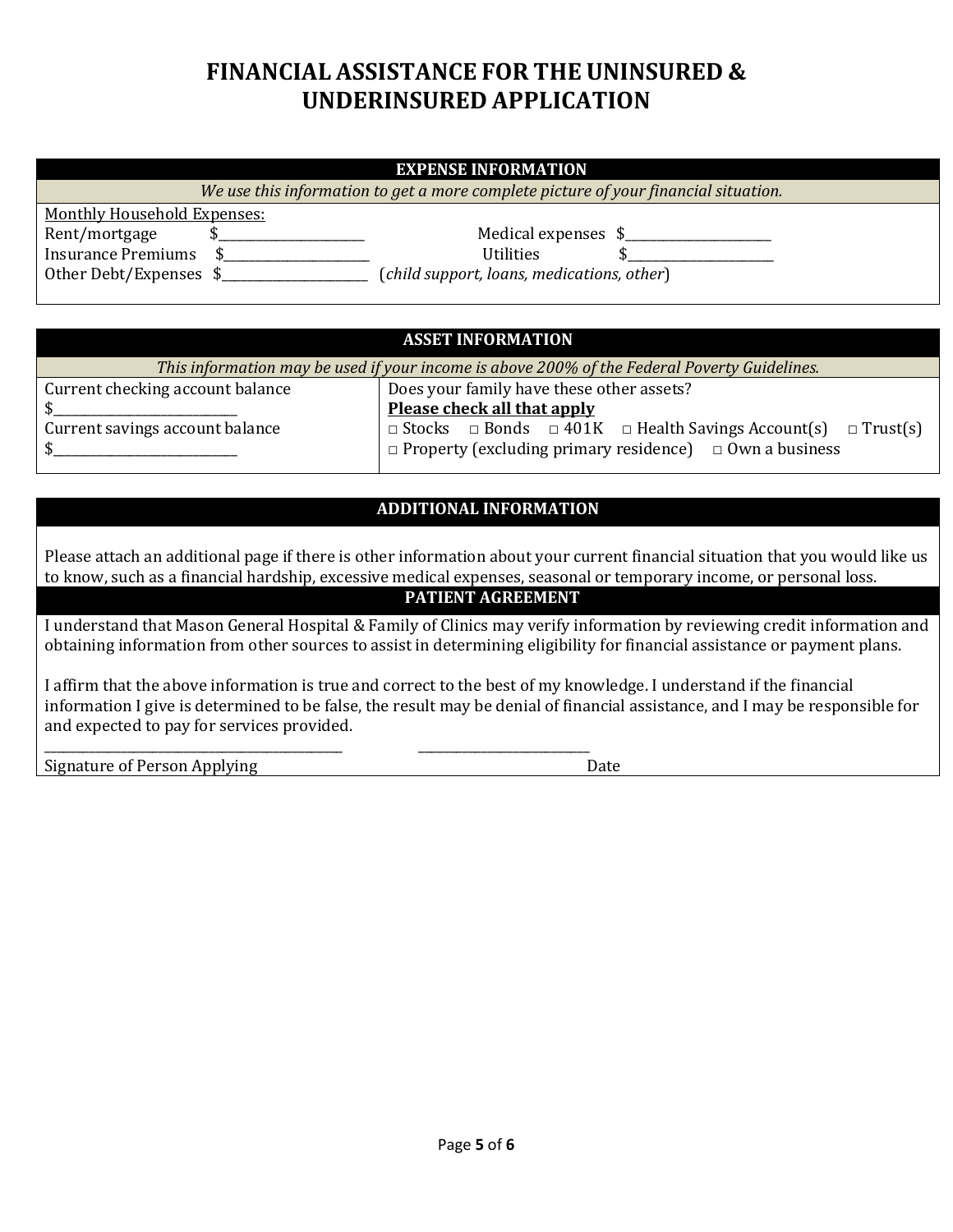# FINANCIAL ASSISTANCE FOR THE UNINSURED & UNDERINSURED APPLICATION

## EXPENSE INFORMATION

*We use this information to get a more complete picture of your financial situation.*

Monthly Household Expenses:

Rent/mortgage $______________________ Medical expenses $______________________

Insurance Premiums $______________________ Utilities $______________________

Other Debt/Expenses $______________________ (*child support, loans, medications, other*)

## ASSET INFORMATION

*This information may be used if your income is above 200% of the Federal Poverty Guidelines.*

| | |
|---|---|
| Current checking account balance<br>$___________________________<br>Current savings account balance<br>$___________________________ | Does your family have these other assets?<br>**Please check all that apply**<br>□ Stocks □ Bonds □ 401K □ Health Savings Account(s) □ Trust(s)<br>□ Property (excluding primary residence) □ Own a business |

## ADDITIONAL INFORMATION

Please attach an additional page if there is other information about your current financial situation that you would like us to know, such as a financial hardship, excessive medical expenses, seasonal or temporary income, or personal loss.

## PATIENT AGREEMENT

I understand that Mason General Hospital & Family of Clinics may verify information by reviewing credit information and obtaining information from other sources to assist in determining eligibility for financial assistance or payment plans.

I affirm that the above information is true and correct to the best of my knowledge. I understand if the financial information I give is determined to be false, the result may be denial of financial assistance, and I may be responsible for and expected to pay for services provided.

_____________________________________________ _________________________

Signature of Person Applying Date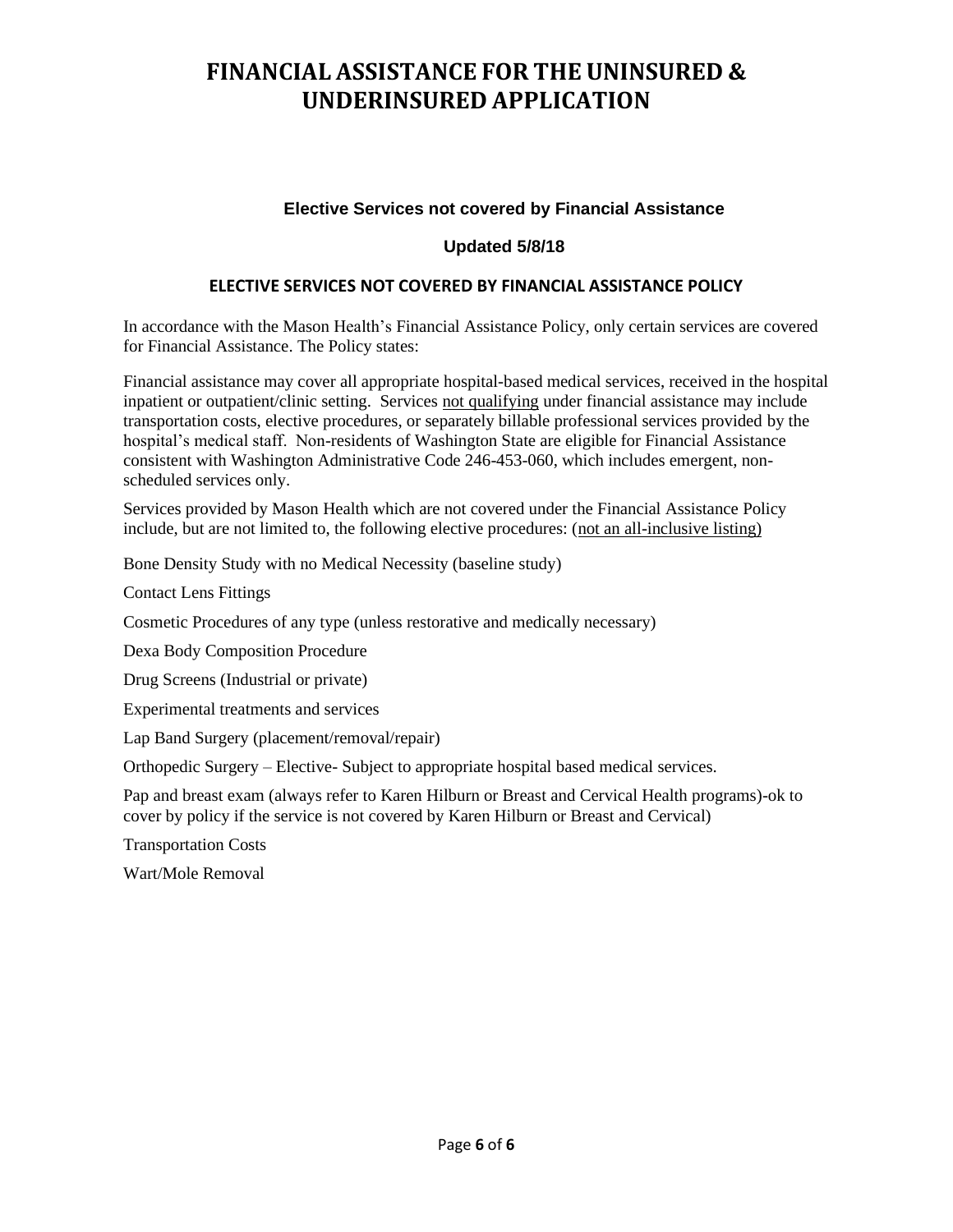# FINANCIAL ASSISTANCE FOR THE UNINSURED & UNDERINSURED APPLICATION

**Elective Services not covered by Financial Assistance**

**Updated 5/8/18**

## ELECTIVE SERVICES NOT COVERED BY FINANCIAL ASSISTANCE POLICY

In accordance with the Mason Health's Financial Assistance Policy, only certain services are covered for Financial Assistance. The Policy states:

Financial assistance may cover all appropriate hospital-based medical services, received in the hospital inpatient or outpatient/clinic setting. Services not qualifying under financial assistance may include transportation costs, elective procedures, or separately billable professional services provided by the hospital's medical staff. Non-residents of Washington State are eligible for Financial Assistance consistent with Washington Administrative Code 246-453-060, which includes emergent, non-scheduled services only.

Services provided by Mason Health which are not covered under the Financial Assistance Policy include, but are not limited to, the following elective procedures: (not an all-inclusive listing)

Bone Density Study with no Medical Necessity (baseline study)

Contact Lens Fittings

Cosmetic Procedures of any type (unless restorative and medically necessary)

Dexa Body Composition Procedure

Drug Screens (Industrial or private)

Experimental treatments and services

Lap Band Surgery (placement/removal/repair)

Orthopedic Surgery – Elective- Subject to appropriate hospital based medical services.

Pap and breast exam (always refer to Karen Hilburn or Breast and Cervical Health programs)-ok to cover by policy if the service is not covered by Karen Hilburn or Breast and Cervical)

Transportation Costs

Wart/Mole Removal